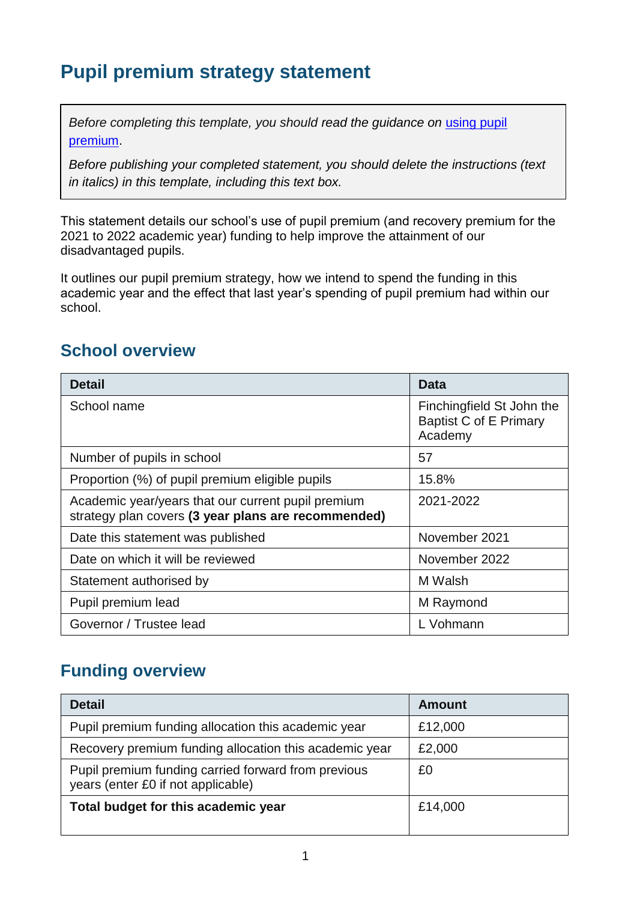# Pupil premium strategy statement

*Before completing this template, you should read the guidance on [using pupil premium](using pupil premium).*

*Before publishing your completed statement, you should delete the instructions (text in italics) in this template, including this text box.*

This statement details our school's use of pupil premium (and recovery premium for the 2021 to 2022 academic year) funding to help improve the attainment of our disadvantaged pupils.

It outlines our pupil premium strategy, how we intend to spend the funding in this academic year and the effect that last year's spending of pupil premium had within our school.

## School overview

| Detail | Data |
|---|---|
| School name | Finchingfield St John the Baptist C of E Primary Academy |
| Number of pupils in school | 57 |
| Proportion (%) of pupil premium eligible pupils | 15.8% |
| Academic year/years that our current pupil premium strategy plan covers **(3 year plans are recommended)** | 2021-2022 |
| Date this statement was published | November 2021 |
| Date on which it will be reviewed | November 2022 |
| Statement authorised by | M Walsh |
| Pupil premium lead | M Raymond |
| Governor / Trustee lead | L Vohmann |

## Funding overview

| Detail | Amount |
|---|---|
| Pupil premium funding allocation this academic year | £12,000 |
| Recovery premium funding allocation this academic year | £2,000 |
| Pupil premium funding carried forward from previous years (enter £0 if not applicable) | £0 |
| **Total budget for this academic year** | £14,000 |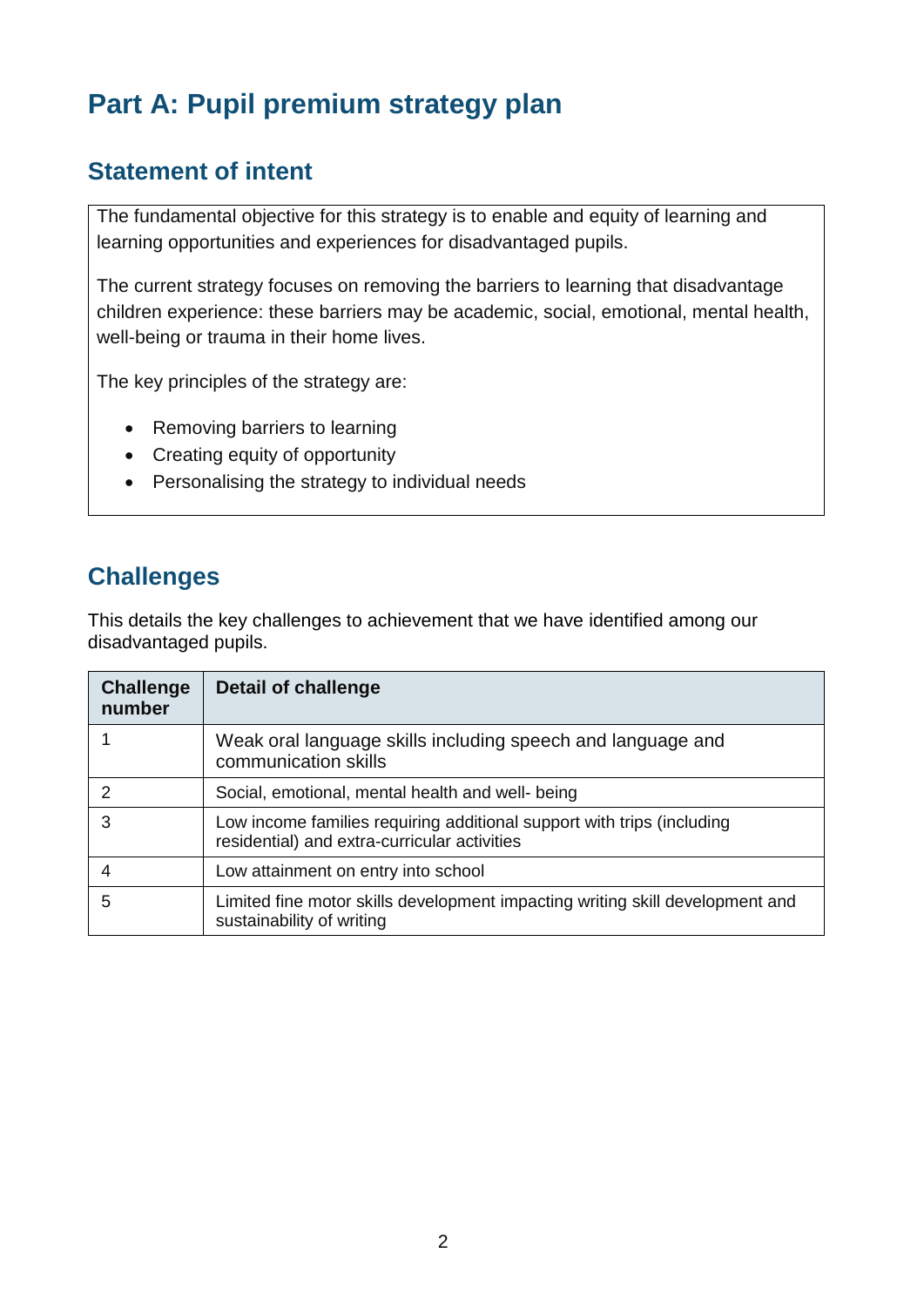# Part A: Pupil premium strategy plan

## Statement of intent

The fundamental objective for this strategy is to enable and equity of learning and learning opportunities and experiences for disadvantaged pupils.

The current strategy focuses on removing the barriers to learning that disadvantage children experience: these barriers may be academic, social, emotional, mental health, well-being or trauma in their home lives.

The key principles of the strategy are:

- Removing barriers to learning
- Creating equity of opportunity
- Personalising the strategy to individual needs

## Challenges

This details the key challenges to achievement that we have identified among our disadvantaged pupils.

| Challenge number | Detail of challenge |
|---|---|
| 1 | Weak oral language skills including speech and language and communication skills |
| 2 | Social, emotional, mental health and well- being |
| 3 | Low income families requiring additional support with trips (including residential) and extra-curricular activities |
| 4 | Low attainment on entry into school |
| 5 | Limited fine motor skills development impacting writing skill development and sustainability of writing |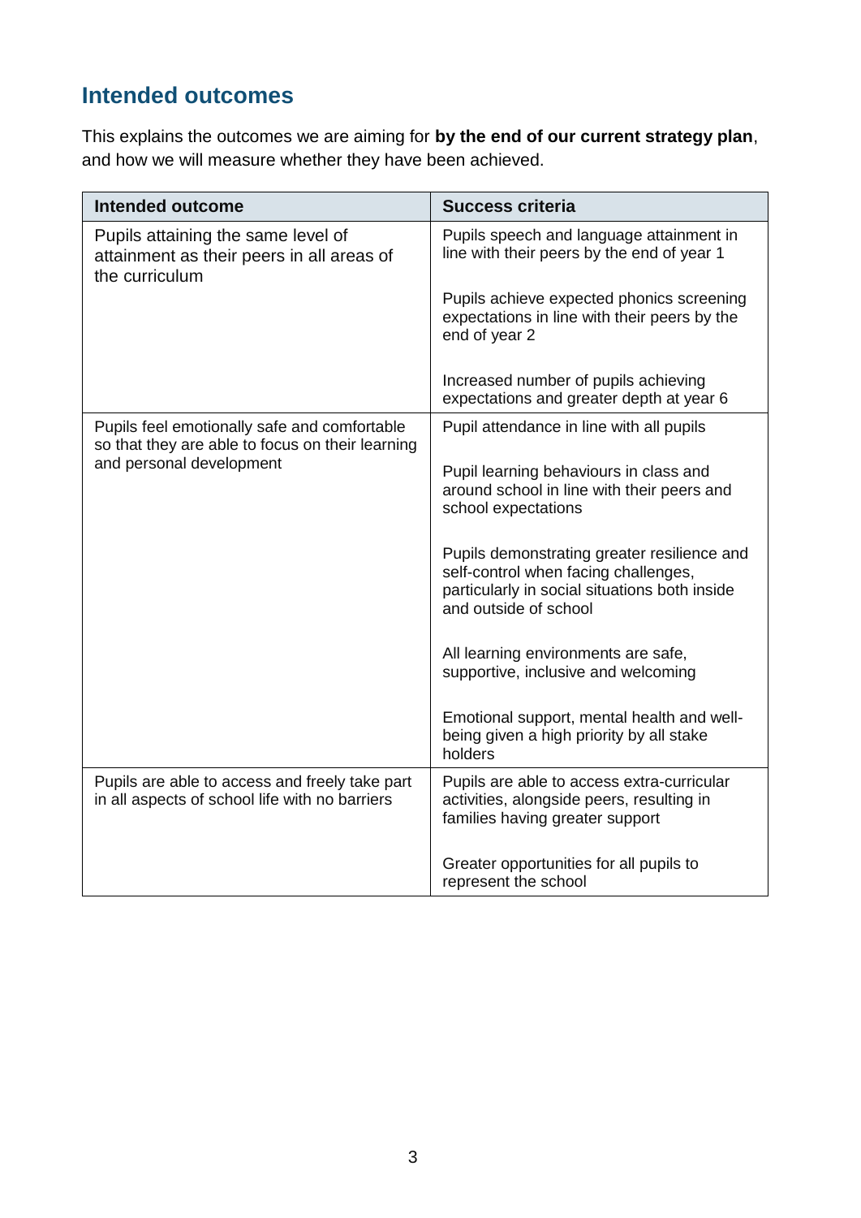## Intended outcomes

This explains the outcomes we are aiming for **by the end of our current strategy plan**, and how we will measure whether they have been achieved.

| Intended outcome | Success criteria |
|---|---|
| Pupils attaining the same level of attainment as their peers in all areas of the curriculum | Pupils speech and language attainment in line with their peers by the end of year 1<br><br>Pupils achieve expected phonics screening expectations in line with their peers by the end of year 2<br><br>Increased number of pupils achieving expectations and greater depth at year 6 |
| Pupils feel emotionally safe and comfortable so that they are able to focus on their learning and personal development | Pupil attendance in line with all pupils<br><br>Pupil learning behaviours in class and around school in line with their peers and school expectations<br><br>Pupils demonstrating greater resilience and self-control when facing challenges, particularly in social situations both inside and outside of school<br><br>All learning environments are safe, supportive, inclusive and welcoming<br><br>Emotional support, mental health and well-being given a high priority by all stake holders |
| Pupils are able to access and freely take part in all aspects of school life with no barriers | Pupils are able to access extra-curricular activities, alongside peers, resulting in families having greater support<br><br>Greater opportunities for all pupils to represent the school |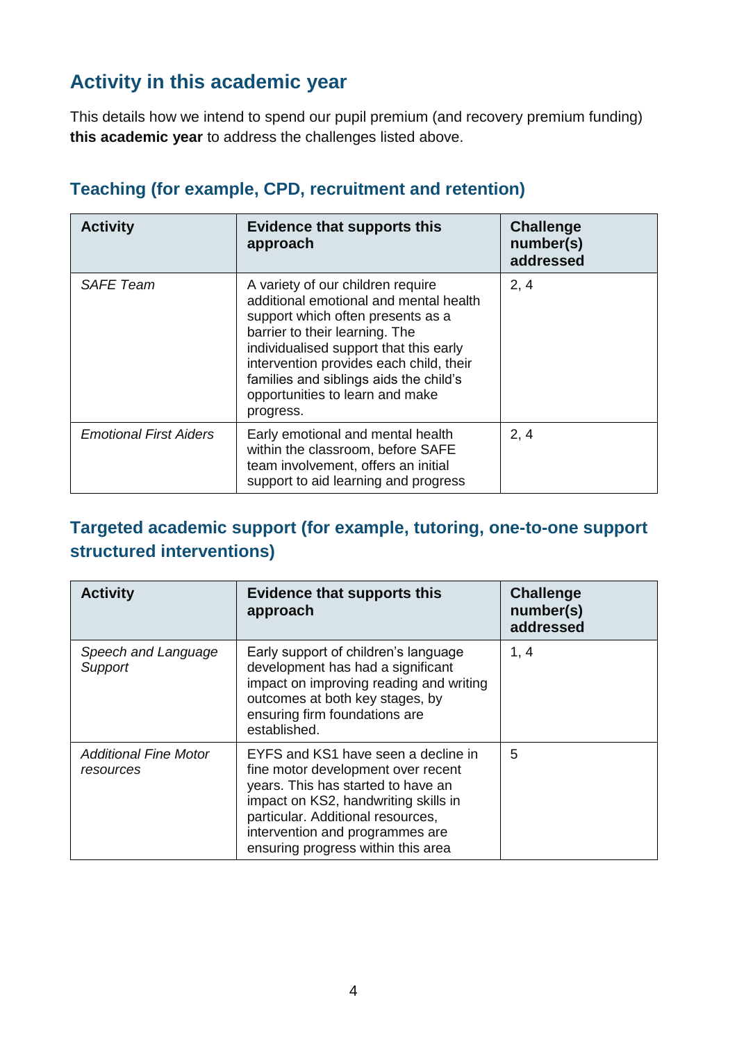## Activity in this academic year

This details how we intend to spend our pupil premium (and recovery premium funding) **this academic year** to address the challenges listed above.

### Teaching (for example, CPD, recruitment and retention)

| Activity | Evidence that supports this approach | Challenge number(s) addressed |
| --- | --- | --- |
| *SAFE Team* | A variety of our children require additional emotional and mental health support which often presents as a barrier to their learning. The individualised support that this early intervention provides each child, their families and siblings aids the child's opportunities to learn and make progress. | 2, 4 |
| *Emotional First Aiders* | Early emotional and mental health within the classroom, before SAFE team involvement, offers an initial support to aid learning and progress | 2, 4 |

### Targeted academic support (for example, tutoring, one-to-one support structured interventions)

| Activity | Evidence that supports this approach | Challenge number(s) addressed |
| --- | --- | --- |
| *Speech and Language Support* | Early support of children's language development has had a significant impact on improving reading and writing outcomes at both key stages, by ensuring firm foundations are established. | 1, 4 |
| *Additional Fine Motor resources* | EYFS and KS1 have seen a decline in fine motor development over recent years. This has started to have an impact on KS2, handwriting skills in particular. Additional resources, intervention and programmes are ensuring progress within this area | 5 |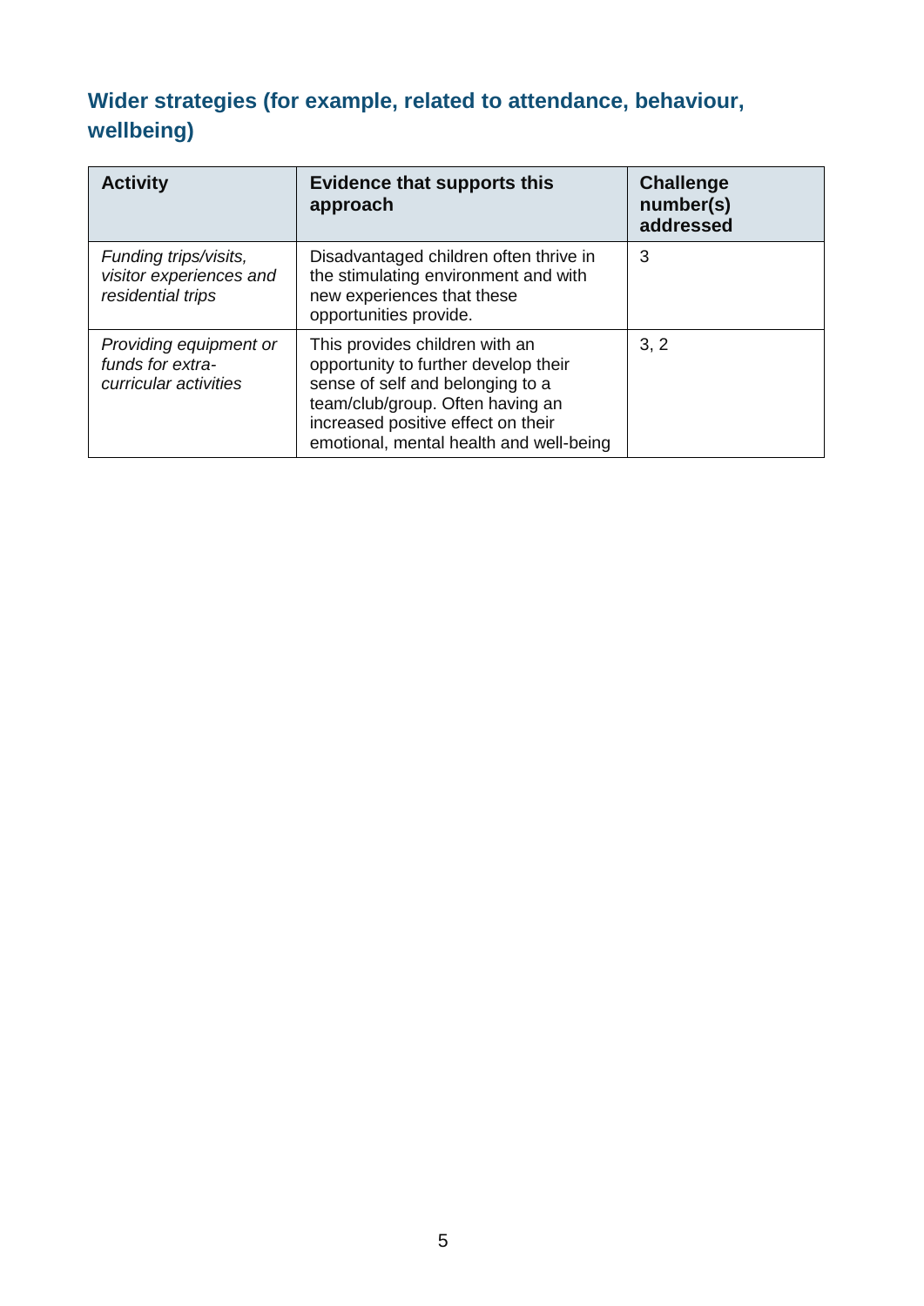## Wider strategies (for example, related to attendance, behaviour, wellbeing)

| Activity | Evidence that supports this approach | Challenge number(s) addressed |
|---|---|---|
| *Funding trips/visits, visitor experiences and residential trips* | Disadvantaged children often thrive in the stimulating environment and with new experiences that these opportunities provide. | 3 |
| *Providing equipment or funds for extra-curricular activities* | This provides children with an opportunity to further develop their sense of self and belonging to a team/club/group. Often having an increased positive effect on their emotional, mental health and well-being | 3, 2 |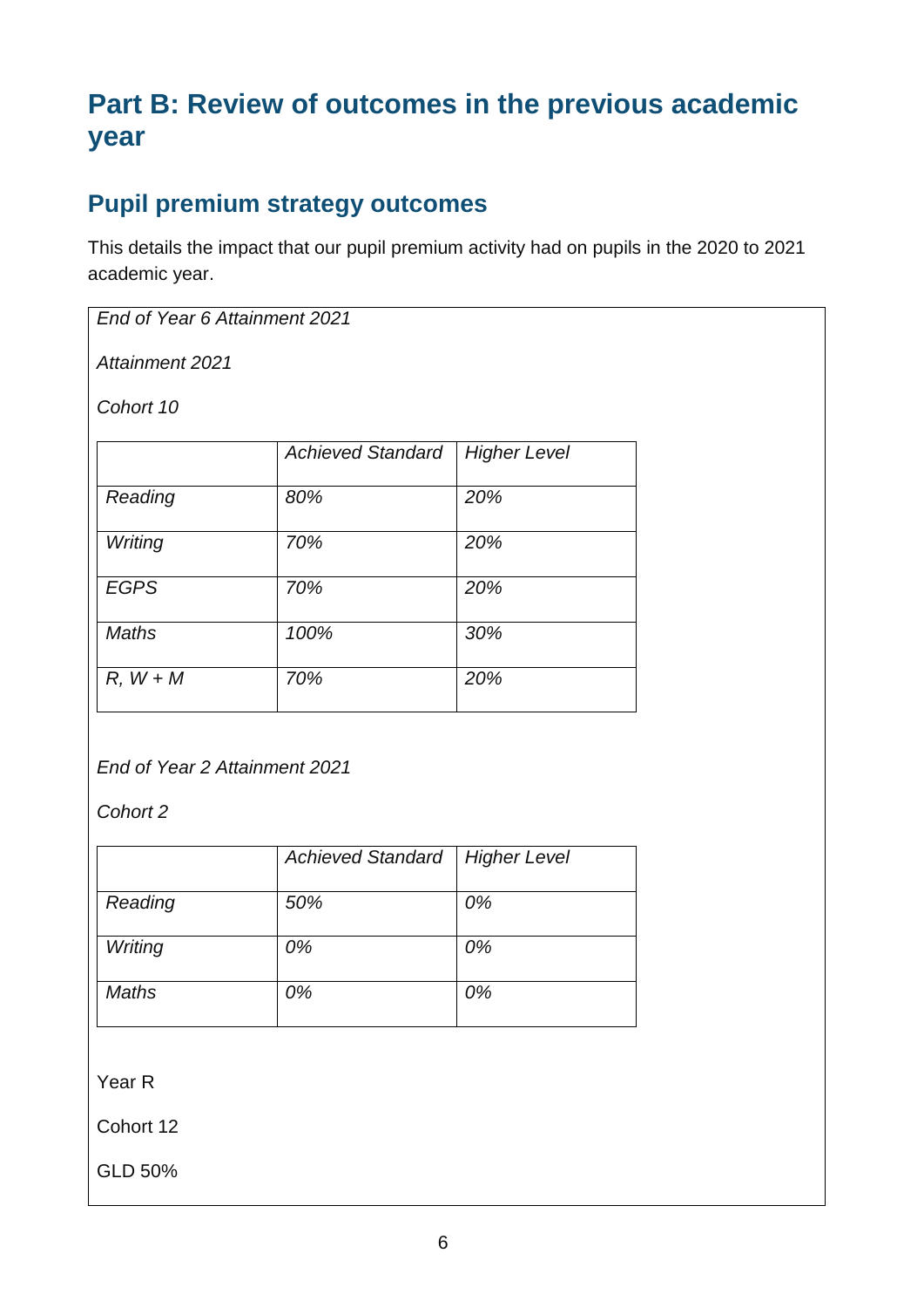# Part B: Review of outcomes in the previous academic year

## Pupil premium strategy outcomes

This details the impact that our pupil premium activity had on pupils in the 2020 to 2021 academic year.

*End of Year 6 Attainment 2021*

*Attainment 2021*

*Cohort 10*

| | *Achieved Standard* | *Higher Level* |
|---|---|---|
| *Reading* | *80%* | *20%* |
| *Writing* | *70%* | *20%* |
| *EGPS* | *70%* | *20%* |
| *Maths* | *100%* | *30%* |
| *R, W + M* | *70%* | *20%* |

*End of Year 2 Attainment 2021*

*Cohort 2*

| | *Achieved Standard* | *Higher Level* |
|---|---|---|
| *Reading* | *50%* | *0%* |
| *Writing* | *0%* | *0%* |
| *Maths* | *0%* | *0%* |

Year R

Cohort 12

GLD 50%